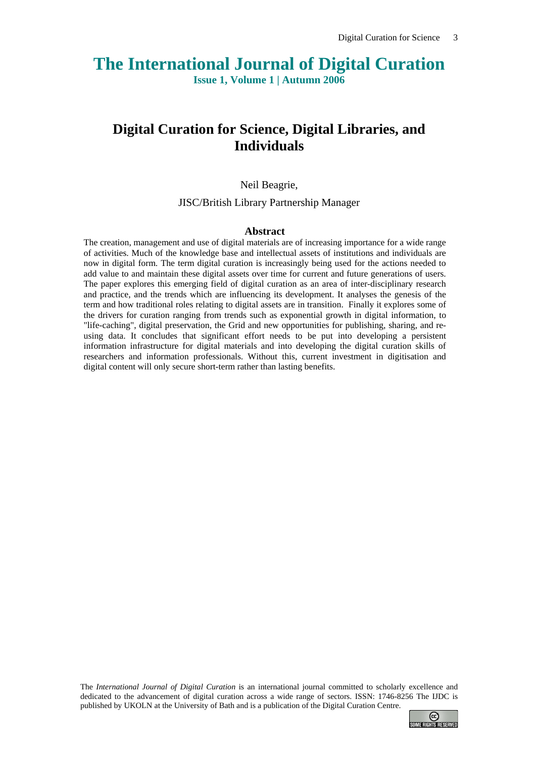# The International Journal of Digital Curation

**Issue 1, Volume 1 | Autumn 2006**

## Digital Curation for Science, Digital Libraries, and Individuals

Neil Beagrie,

JISC/British Library Partnership Manager

### Abstract

The creation, management and use of digital materials are of increasing importance for a wide range of activities. Much of the knowledge base and intellectual assets of institutions and individuals are now in digital form. The term digital curation is increasingly being used for the actions needed to add value to and maintain these digital assets over time for current and future generations of users. The paper explores this emerging field of digital curation as an area of inter-disciplinary research and practice, and the trends which are influencing its development. It analyses the genesis of the term and how traditional roles relating to digital assets are in transition. Finally it explores some of the drivers for curation ranging from trends such as exponential growth in digital information, to "life-caching", digital preservation, the Grid and new opportunities for publishing, sharing, and re-using data. It concludes that significant effort needs to be put into developing a persistent information infrastructure for digital materials and into developing the digital curation skills of researchers and information professionals. Without this, current investment in digitisation and digital content will only secure short-term rather than lasting benefits.

The *International Journal of Digital Curation* is an international journal committed to scholarly excellence and dedicated to the advancement of digital curation across a wide range of sectors. ISSN: 1746-8256 The IJDC is published by UKOLN at the University of Bath and is a publication of the Digital Curation Centre.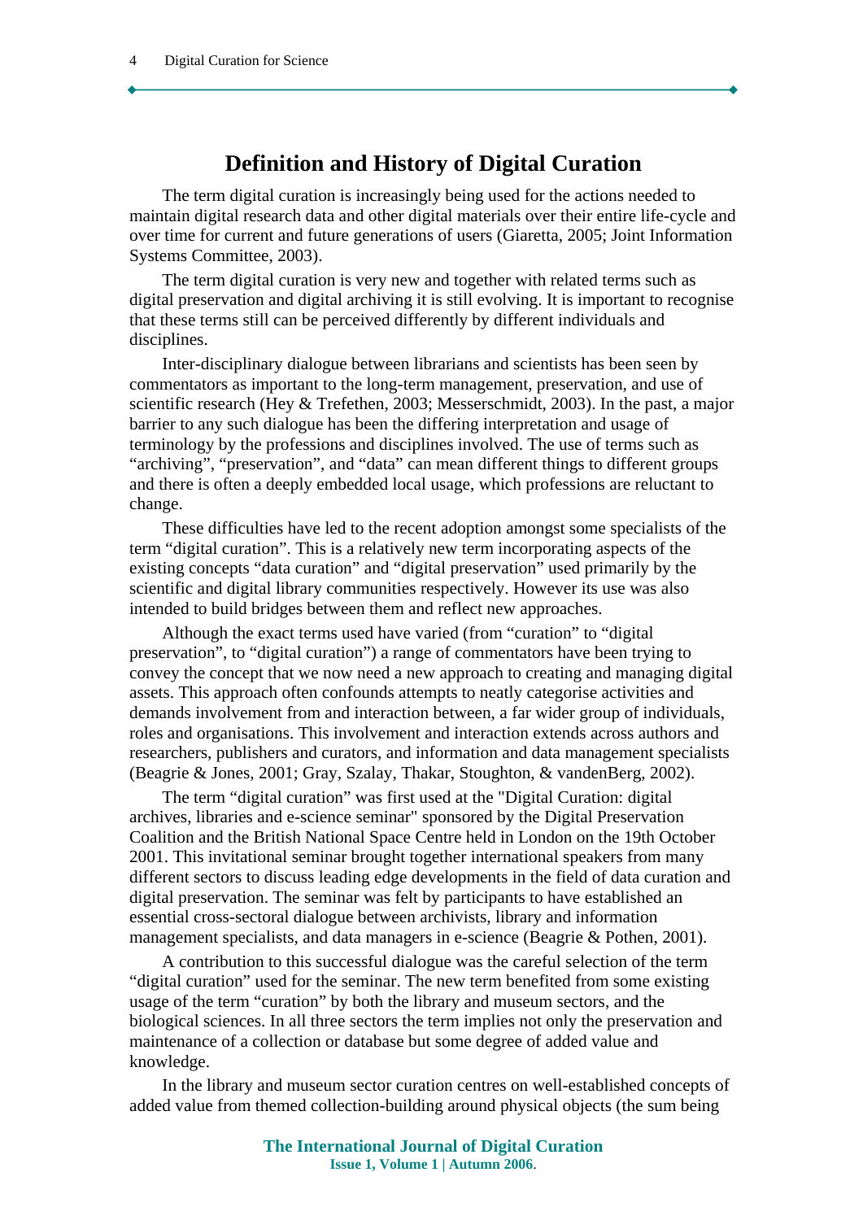## Definition and History of Digital Curation

The term digital curation is increasingly being used for the actions needed to maintain digital research data and other digital materials over their entire life-cycle and over time for current and future generations of users (Giaretta, 2005; Joint Information Systems Committee, 2003).

The term digital curation is very new and together with related terms such as digital preservation and digital archiving it is still evolving. It is important to recognise that these terms still can be perceived differently by different individuals and disciplines.

Inter-disciplinary dialogue between librarians and scientists has been seen by commentators as important to the long-term management, preservation, and use of scientific research (Hey & Trefethen, 2003; Messerschmidt, 2003). In the past, a major barrier to any such dialogue has been the differing interpretation and usage of terminology by the professions and disciplines involved. The use of terms such as "archiving", "preservation", and "data" can mean different things to different groups and there is often a deeply embedded local usage, which professions are reluctant to change.

These difficulties have led to the recent adoption amongst some specialists of the term "digital curation". This is a relatively new term incorporating aspects of the existing concepts "data curation" and "digital preservation" used primarily by the scientific and digital library communities respectively. However its use was also intended to build bridges between them and reflect new approaches.

Although the exact terms used have varied (from "curation" to "digital preservation", to "digital curation") a range of commentators have been trying to convey the concept that we now need a new approach to creating and managing digital assets. This approach often confounds attempts to neatly categorise activities and demands involvement from and interaction between, a far wider group of individuals, roles and organisations. This involvement and interaction extends across authors and researchers, publishers and curators, and information and data management specialists (Beagrie & Jones, 2001; Gray, Szalay, Thakar, Stoughton, & vandenBerg, 2002).

The term "digital curation" was first used at the "Digital Curation: digital archives, libraries and e-science seminar" sponsored by the Digital Preservation Coalition and the British National Space Centre held in London on the 19th October 2001. This invitational seminar brought together international speakers from many different sectors to discuss leading edge developments in the field of data curation and digital preservation. The seminar was felt by participants to have established an essential cross-sectoral dialogue between archivists, library and information management specialists, and data managers in e-science (Beagrie & Pothen, 2001).

A contribution to this successful dialogue was the careful selection of the term "digital curation" used for the seminar. The new term benefited from some existing usage of the term "curation" by both the library and museum sectors, and the biological sciences. In all three sectors the term implies not only the preservation and maintenance of a collection or database but some degree of added value and knowledge.

In the library and museum sector curation centres on well-established concepts of added value from themed collection-building around physical objects (the sum being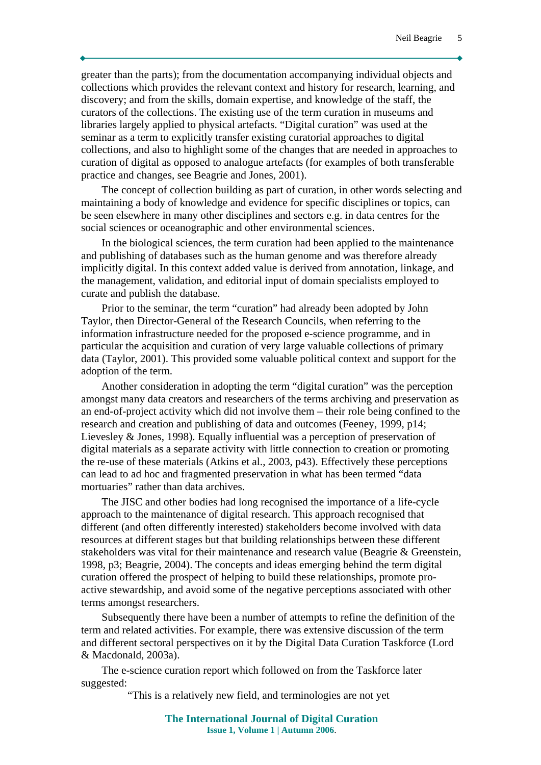greater than the parts); from the documentation accompanying individual objects and collections which provides the relevant context and history for research, learning, and discovery; and from the skills, domain expertise, and knowledge of the staff, the curators of the collections. The existing use of the term curation in museums and libraries largely applied to physical artefacts. “Digital curation” was used at the seminar as a term to explicitly transfer existing curatorial approaches to digital collections, and also to highlight some of the changes that are needed in approaches to curation of digital as opposed to analogue artefacts (for examples of both transferable practice and changes, see Beagrie and Jones, 2001).

The concept of collection building as part of curation, in other words selecting and maintaining a body of knowledge and evidence for specific disciplines or topics, can be seen elsewhere in many other disciplines and sectors e.g. in data centres for the social sciences or oceanographic and other environmental sciences.

In the biological sciences, the term curation had been applied to the maintenance and publishing of databases such as the human genome and was therefore already implicitly digital. In this context added value is derived from annotation, linkage, and the management, validation, and editorial input of domain specialists employed to curate and publish the database.

Prior to the seminar, the term “curation” had already been adopted by John Taylor, then Director-General of the Research Councils, when referring to the information infrastructure needed for the proposed e-science programme, and in particular the acquisition and curation of very large valuable collections of primary data (Taylor, 2001). This provided some valuable political context and support for the adoption of the term.

Another consideration in adopting the term “digital curation” was the perception amongst many data creators and researchers of the terms archiving and preservation as an end-of-project activity which did not involve them – their role being confined to the research and creation and publishing of data and outcomes (Feeney, 1999, p14; Lievesley & Jones, 1998). Equally influential was a perception of preservation of digital materials as a separate activity with little connection to creation or promoting the re-use of these materials (Atkins et al., 2003, p43). Effectively these perceptions can lead to ad hoc and fragmented preservation in what has been termed “data mortuaries” rather than data archives.

The JISC and other bodies had long recognised the importance of a life-cycle approach to the maintenance of digital research. This approach recognised that different (and often differently interested) stakeholders become involved with data resources at different stages but that building relationships between these different stakeholders was vital for their maintenance and research value (Beagrie & Greenstein, 1998, p3; Beagrie, 2004). The concepts and ideas emerging behind the term digital curation offered the prospect of helping to build these relationships, promote pro-active stewardship, and avoid some of the negative perceptions associated with other terms amongst researchers.

Subsequently there have been a number of attempts to refine the definition of the term and related activities. For example, there was extensive discussion of the term and different sectoral perspectives on it by the Digital Data Curation Taskforce (Lord & Macdonald, 2003a).

The e-science curation report which followed on from the Taskforce later suggested:

> “This is a relatively new field, and terminologies are not yet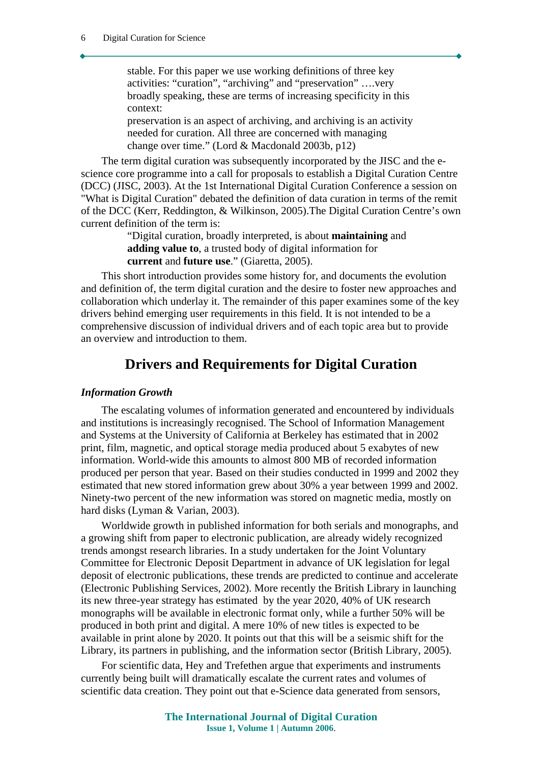> stable. For this paper we use working definitions of three key activities: “curation”, “archiving” and “preservation” ….very broadly speaking, these are terms of increasing specificity in this context:
> preservation is an aspect of archiving, and archiving is an activity needed for curation. All three are concerned with managing change over time.” (Lord & Macdonald 2003b, p12)

The term digital curation was subsequently incorporated by the JISC and the e-science core programme into a call for proposals to establish a Digital Curation Centre (DCC) (JISC, 2003). At the 1st International Digital Curation Conference a session on "What is Digital Curation" debated the definition of data curation in terms of the remit of the DCC (Kerr, Reddington, & Wilkinson, 2005).The Digital Curation Centre’s own current definition of the term is:

> “Digital curation, broadly interpreted, is about **maintaining** and **adding value to**, a trusted body of digital information for **current** and **future use**.” (Giaretta, 2005).

This short introduction provides some history for, and documents the evolution and definition of, the term digital curation and the desire to foster new approaches and collaboration which underlay it. The remainder of this paper examines some of the key drivers behind emerging user requirements in this field. It is not intended to be a comprehensive discussion of individual drivers and of each topic area but to provide an overview and introduction to them.

## Drivers and Requirements for Digital Curation

### *Information Growth*

The escalating volumes of information generated and encountered by individuals and institutions is increasingly recognised. The School of Information Management and Systems at the University of California at Berkeley has estimated that in 2002 print, film, magnetic, and optical storage media produced about 5 exabytes of new information. World-wide this amounts to almost 800 MB of recorded information produced per person that year. Based on their studies conducted in 1999 and 2002 they estimated that new stored information grew about 30% a year between 1999 and 2002. Ninety-two percent of the new information was stored on magnetic media, mostly on hard disks (Lyman & Varian, 2003).

Worldwide growth in published information for both serials and monographs, and a growing shift from paper to electronic publication, are already widely recognized trends amongst research libraries. In a study undertaken for the Joint Voluntary Committee for Electronic Deposit Department in advance of UK legislation for legal deposit of electronic publications, these trends are predicted to continue and accelerate (Electronic Publishing Services, 2002). More recently the British Library in launching its new three-year strategy has estimated by the year 2020, 40% of UK research monographs will be available in electronic format only, while a further 50% will be produced in both print and digital. A mere 10% of new titles is expected to be available in print alone by 2020. It points out that this will be a seismic shift for the Library, its partners in publishing, and the information sector (British Library, 2005).

For scientific data, Hey and Trefethen argue that experiments and instruments currently being built will dramatically escalate the current rates and volumes of scientific data creation. They point out that e-Science data generated from sensors,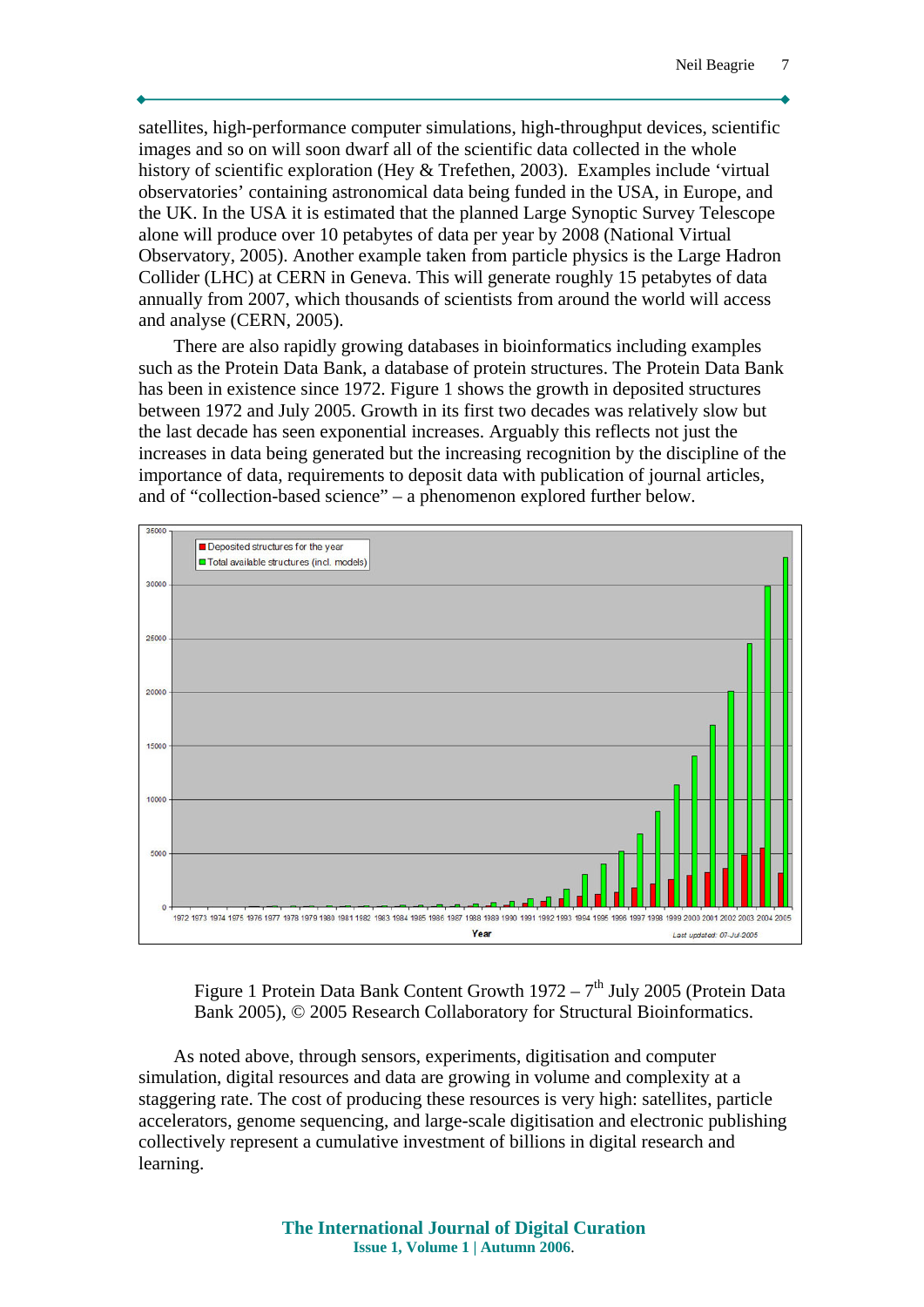satellites, high-performance computer simulations, high-throughput devices, scientific images and so on will soon dwarf all of the scientific data collected in the whole history of scientific exploration (Hey & Trefethen, 2003). Examples include 'virtual observatories' containing astronomical data being funded in the USA, in Europe, and the UK. In the USA it is estimated that the planned Large Synoptic Survey Telescope alone will produce over 10 petabytes of data per year by 2008 (National Virtual Observatory, 2005). Another example taken from particle physics is the Large Hadron Collider (LHC) at CERN in Geneva. This will generate roughly 15 petabytes of data annually from 2007, which thousands of scientists from around the world will access and analyse (CERN, 2005).

There are also rapidly growing databases in bioinformatics including examples such as the Protein Data Bank, a database of protein structures. The Protein Data Bank has been in existence since 1972. Figure 1 shows the growth in deposited structures between 1972 and July 2005. Growth in its first two decades was relatively slow but the last decade has seen exponential increases. Arguably this reflects not just the increases in data being generated but the increasing recognition by the discipline of the importance of data, requirements to deposit data with publication of journal articles, and of "collection-based science" – a phenomenon explored further below.

Figure 1 Protein Data Bank Content Growth 1972 – 7th July 2005 (Protein Data Bank 2005), © 2005 Research Collaboratory for Structural Bioinformatics.

As noted above, through sensors, experiments, digitisation and computer simulation, digital resources and data are growing in volume and complexity at a staggering rate. The cost of producing these resources is very high: satellites, particle accelerators, genome sequencing, and large-scale digitisation and electronic publishing collectively represent a cumulative investment of billions in digital research and learning.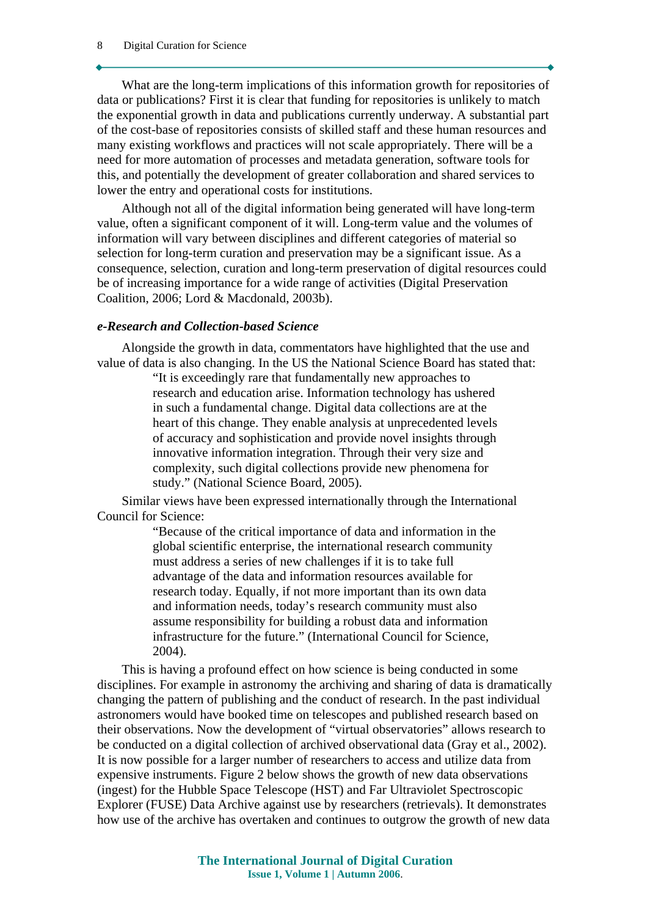What are the long-term implications of this information growth for repositories of data or publications? First it is clear that funding for repositories is unlikely to match the exponential growth in data and publications currently underway. A substantial part of the cost-base of repositories consists of skilled staff and these human resources and many existing workflows and practices will not scale appropriately. There will be a need for more automation of processes and metadata generation, software tools for this, and potentially the development of greater collaboration and shared services to lower the entry and operational costs for institutions.

Although not all of the digital information being generated will have long-term value, often a significant component of it will. Long-term value and the volumes of information will vary between disciplines and different categories of material so selection for long-term curation and preservation may be a significant issue. As a consequence, selection, curation and long-term preservation of digital resources could be of increasing importance for a wide range of activities (Digital Preservation Coalition, 2006; Lord & Macdonald, 2003b).

### *e-Research and Collection-based Science*

Alongside the growth in data, commentators have highlighted that the use and value of data is also changing. In the US the National Science Board has stated that:

> "It is exceedingly rare that fundamentally new approaches to research and education arise. Information technology has ushered in such a fundamental change. Digital data collections are at the heart of this change. They enable analysis at unprecedented levels of accuracy and sophistication and provide novel insights through innovative information integration. Through their very size and complexity, such digital collections provide new phenomena for study." (National Science Board, 2005).

Similar views have been expressed internationally through the International Council for Science:

> "Because of the critical importance of data and information in the global scientific enterprise, the international research community must address a series of new challenges if it is to take full advantage of the data and information resources available for research today. Equally, if not more important than its own data and information needs, today's research community must also assume responsibility for building a robust data and information infrastructure for the future." (International Council for Science, 2004).

This is having a profound effect on how science is being conducted in some disciplines. For example in astronomy the archiving and sharing of data is dramatically changing the pattern of publishing and the conduct of research. In the past individual astronomers would have booked time on telescopes and published research based on their observations. Now the development of "virtual observatories" allows research to be conducted on a digital collection of archived observational data (Gray et al., 2002). It is now possible for a larger number of researchers to access and utilize data from expensive instruments. Figure 2 below shows the growth of new data observations (ingest) for the Hubble Space Telescope (HST) and Far Ultraviolet Spectroscopic Explorer (FUSE) Data Archive against use by researchers (retrievals). It demonstrates how use of the archive has overtaken and continues to outgrow the growth of new data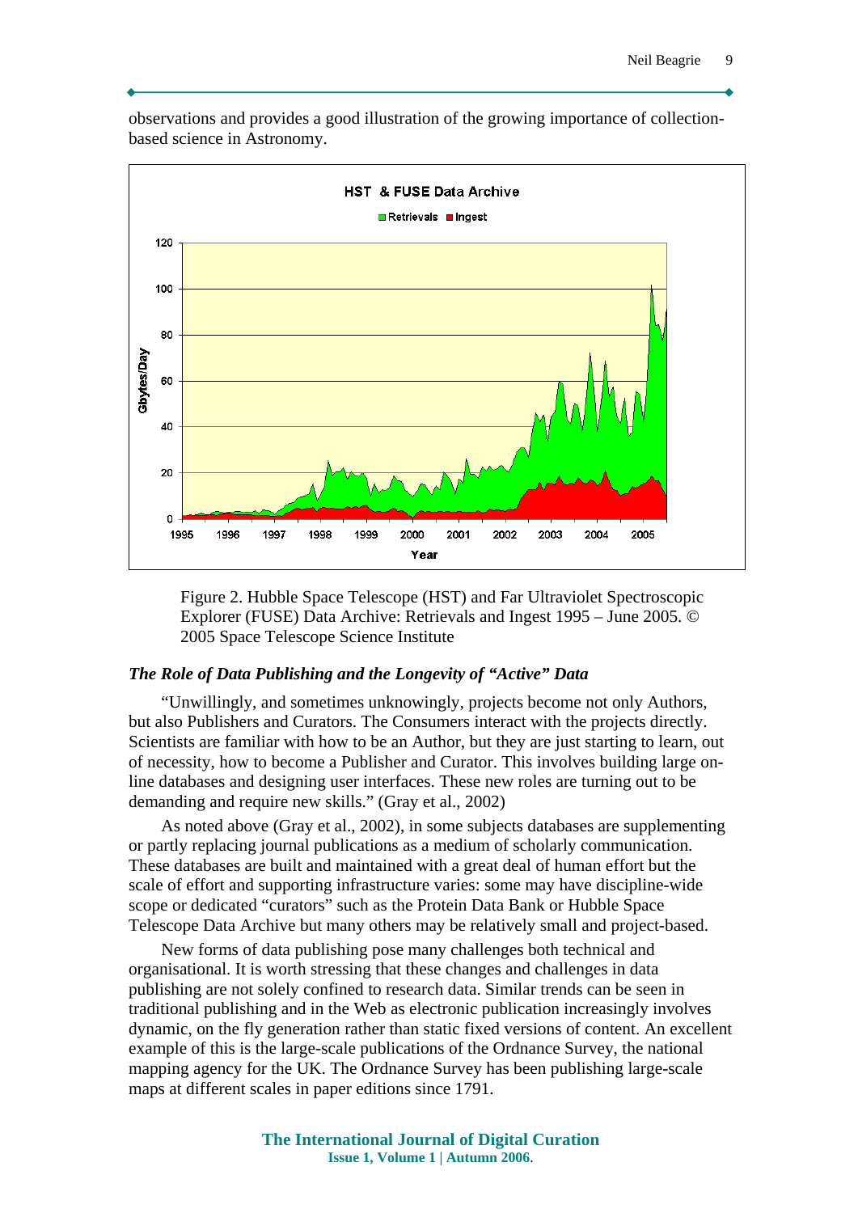observations and provides a good illustration of the growing importance of collection-based science in Astronomy.

Figure 2. Hubble Space Telescope (HST) and Far Ultraviolet Spectroscopic Explorer (FUSE) Data Archive: Retrievals and Ingest 1995 – June 2005. © 2005 Space Telescope Science Institute

### *The Role of Data Publishing and the Longevity of "Active" Data*

"Unwillingly, and sometimes unknowingly, projects become not only Authors, but also Publishers and Curators. The Consumers interact with the projects directly. Scientists are familiar with how to be an Author, but they are just starting to learn, out of necessity, how to become a Publisher and Curator. This involves building large on-line databases and designing user interfaces. These new roles are turning out to be demanding and require new skills." (Gray et al., 2002)

As noted above (Gray et al., 2002), in some subjects databases are supplementing or partly replacing journal publications as a medium of scholarly communication. These databases are built and maintained with a great deal of human effort but the scale of effort and supporting infrastructure varies: some may have discipline-wide scope or dedicated "curators" such as the Protein Data Bank or Hubble Space Telescope Data Archive but many others may be relatively small and project-based.

New forms of data publishing pose many challenges both technical and organisational. It is worth stressing that these changes and challenges in data publishing are not solely confined to research data. Similar trends can be seen in traditional publishing and in the Web as electronic publication increasingly involves dynamic, on the fly generation rather than static fixed versions of content. An excellent example of this is the large-scale publications of the Ordnance Survey, the national mapping agency for the UK. The Ordnance Survey has been publishing large-scale maps at different scales in paper editions since 1791.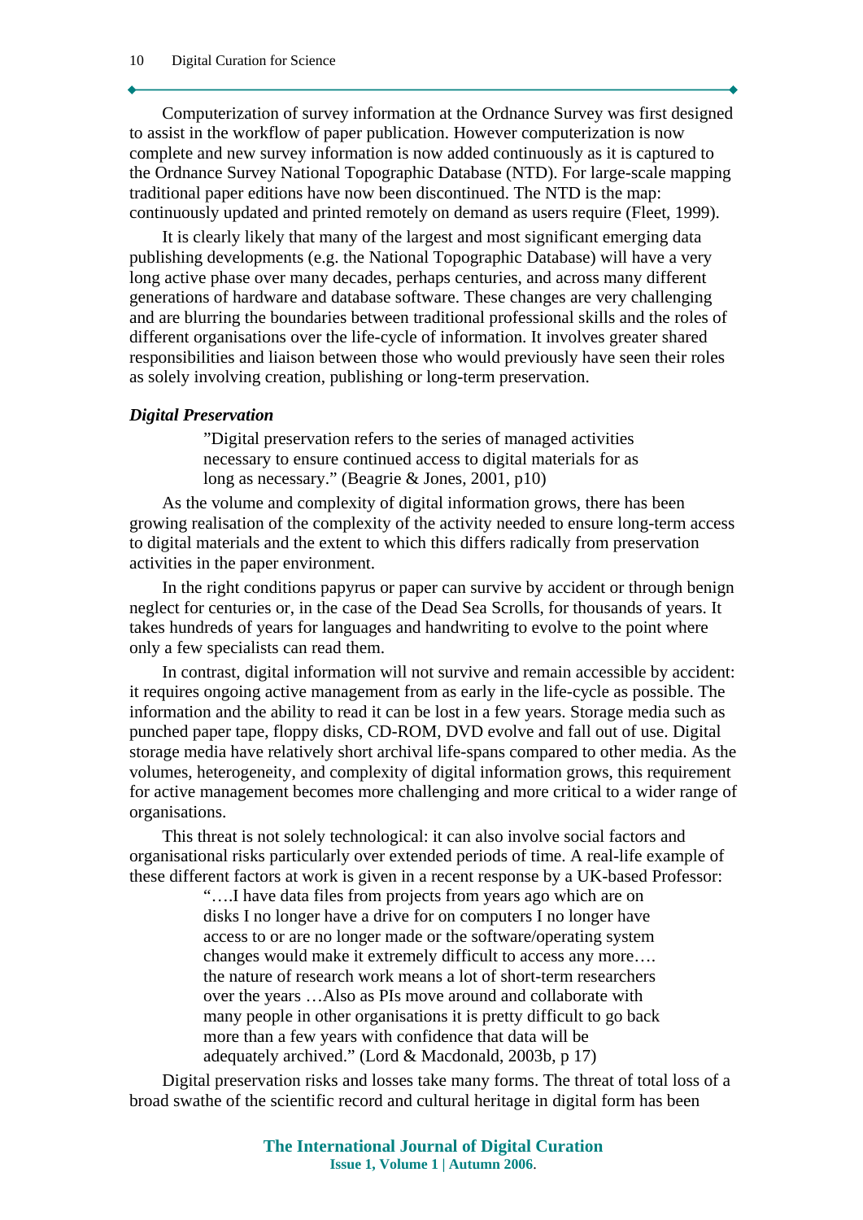Computerization of survey information at the Ordnance Survey was first designed to assist in the workflow of paper publication. However computerization is now complete and new survey information is now added continuously as it is captured to the Ordnance Survey National Topographic Database (NTD). For large-scale mapping traditional paper editions have now been discontinued. The NTD is the map: continuously updated and printed remotely on demand as users require (Fleet, 1999).

It is clearly likely that many of the largest and most significant emerging data publishing developments (e.g. the National Topographic Database) will have a very long active phase over many decades, perhaps centuries, and across many different generations of hardware and database software. These changes are very challenging and are blurring the boundaries between traditional professional skills and the roles of different organisations over the life-cycle of information. It involves greater shared responsibilities and liaison between those who would previously have seen their roles as solely involving creation, publishing or long-term preservation.

### *Digital Preservation*

> ”Digital preservation refers to the series of managed activities necessary to ensure continued access to digital materials for as long as necessary.” (Beagrie & Jones, 2001, p10)

As the volume and complexity of digital information grows, there has been growing realisation of the complexity of the activity needed to ensure long-term access to digital materials and the extent to which this differs radically from preservation activities in the paper environment.

In the right conditions papyrus or paper can survive by accident or through benign neglect for centuries or, in the case of the Dead Sea Scrolls, for thousands of years. It takes hundreds of years for languages and handwriting to evolve to the point where only a few specialists can read them.

In contrast, digital information will not survive and remain accessible by accident: it requires ongoing active management from as early in the life-cycle as possible. The information and the ability to read it can be lost in a few years. Storage media such as punched paper tape, floppy disks, CD-ROM, DVD evolve and fall out of use. Digital storage media have relatively short archival life-spans compared to other media. As the volumes, heterogeneity, and complexity of digital information grows, this requirement for active management becomes more challenging and more critical to a wider range of organisations.

This threat is not solely technological: it can also involve social factors and organisational risks particularly over extended periods of time. A real-life example of these different factors at work is given in a recent response by a UK-based Professor:

> “….I have data files from projects from years ago which are on disks I no longer have a drive for on computers I no longer have access to or are no longer made or the software/operating system changes would make it extremely difficult to access any more…. the nature of research work means a lot of short-term researchers over the years …Also as PIs move around and collaborate with many people in other organisations it is pretty difficult to go back more than a few years with confidence that data will be adequately archived.” (Lord & Macdonald, 2003b, p 17)

Digital preservation risks and losses take many forms. The threat of total loss of a broad swathe of the scientific record and cultural heritage in digital form has been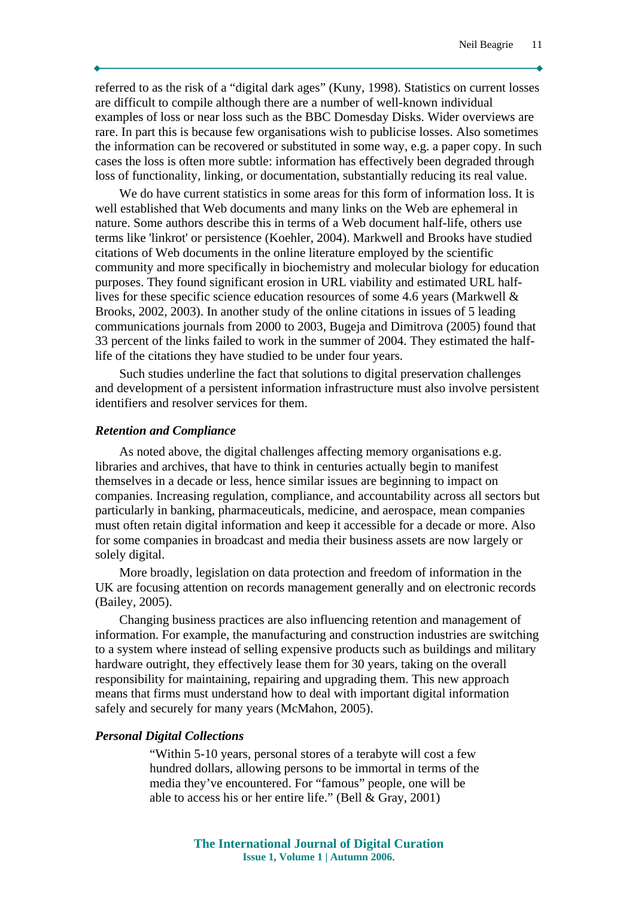referred to as the risk of a "digital dark ages" (Kuny, 1998). Statistics on current losses are difficult to compile although there are a number of well-known individual examples of loss or near loss such as the BBC Domesday Disks. Wider overviews are rare. In part this is because few organisations wish to publicise losses. Also sometimes the information can be recovered or substituted in some way, e.g. a paper copy. In such cases the loss is often more subtle: information has effectively been degraded through loss of functionality, linking, or documentation, substantially reducing its real value.

We do have current statistics in some areas for this form of information loss. It is well established that Web documents and many links on the Web are ephemeral in nature. Some authors describe this in terms of a Web document half-life, others use terms like 'linkrot' or persistence (Koehler, 2004). Markwell and Brooks have studied citations of Web documents in the online literature employed by the scientific community and more specifically in biochemistry and molecular biology for education purposes. They found significant erosion in URL viability and estimated URL half-lives for these specific science education resources of some 4.6 years (Markwell & Brooks, 2002, 2003). In another study of the online citations in issues of 5 leading communications journals from 2000 to 2003, Bugeja and Dimitrova (2005) found that 33 percent of the links failed to work in the summer of 2004. They estimated the half-life of the citations they have studied to be under four years.

Such studies underline the fact that solutions to digital preservation challenges and development of a persistent information infrastructure must also involve persistent identifiers and resolver services for them.

### *Retention and Compliance*

As noted above, the digital challenges affecting memory organisations e.g. libraries and archives, that have to think in centuries actually begin to manifest themselves in a decade or less, hence similar issues are beginning to impact on companies. Increasing regulation, compliance, and accountability across all sectors but particularly in banking, pharmaceuticals, medicine, and aerospace, mean companies must often retain digital information and keep it accessible for a decade or more. Also for some companies in broadcast and media their business assets are now largely or solely digital.

More broadly, legislation on data protection and freedom of information in the UK are focusing attention on records management generally and on electronic records (Bailey, 2005).

Changing business practices are also influencing retention and management of information. For example, the manufacturing and construction industries are switching to a system where instead of selling expensive products such as buildings and military hardware outright, they effectively lease them for 30 years, taking on the overall responsibility for maintaining, repairing and upgrading them. This new approach means that firms must understand how to deal with important digital information safely and securely for many years (McMahon, 2005).

### *Personal Digital Collections*

> "Within 5-10 years, personal stores of a terabyte will cost a few hundred dollars, allowing persons to be immortal in terms of the media they've encountered. For "famous" people, one will be able to access his or her entire life." (Bell & Gray, 2001)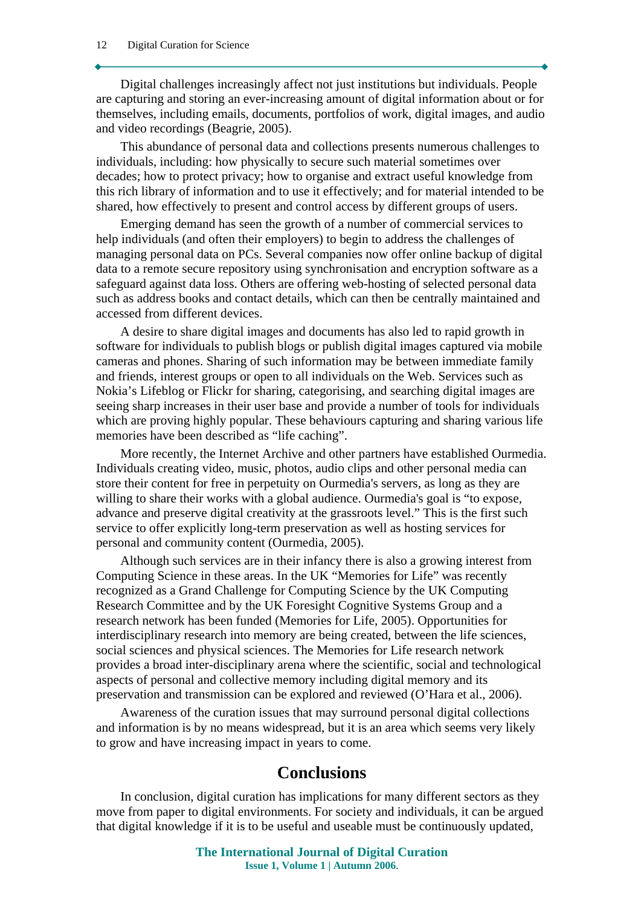Digital challenges increasingly affect not just institutions but individuals. People are capturing and storing an ever-increasing amount of digital information about or for themselves, including emails, documents, portfolios of work, digital images, and audio and video recordings (Beagrie, 2005).

This abundance of personal data and collections presents numerous challenges to individuals, including: how physically to secure such material sometimes over decades; how to protect privacy; how to organise and extract useful knowledge from this rich library of information and to use it effectively; and for material intended to be shared, how effectively to present and control access by different groups of users.

Emerging demand has seen the growth of a number of commercial services to help individuals (and often their employers) to begin to address the challenges of managing personal data on PCs. Several companies now offer online backup of digital data to a remote secure repository using synchronisation and encryption software as a safeguard against data loss. Others are offering web-hosting of selected personal data such as address books and contact details, which can then be centrally maintained and accessed from different devices.

A desire to share digital images and documents has also led to rapid growth in software for individuals to publish blogs or publish digital images captured via mobile cameras and phones. Sharing of such information may be between immediate family and friends, interest groups or open to all individuals on the Web. Services such as Nokia's Lifeblog or Flickr for sharing, categorising, and searching digital images are seeing sharp increases in their user base and provide a number of tools for individuals which are proving highly popular. These behaviours capturing and sharing various life memories have been described as "life caching".

More recently, the Internet Archive and other partners have established Ourmedia. Individuals creating video, music, photos, audio clips and other personal media can store their content for free in perpetuity on Ourmedia's servers, as long as they are willing to share their works with a global audience. Ourmedia's goal is "to expose, advance and preserve digital creativity at the grassroots level." This is the first such service to offer explicitly long-term preservation as well as hosting services for personal and community content (Ourmedia, 2005).

Although such services are in their infancy there is also a growing interest from Computing Science in these areas. In the UK "Memories for Life" was recently recognized as a Grand Challenge for Computing Science by the UK Computing Research Committee and by the UK Foresight Cognitive Systems Group and a research network has been funded (Memories for Life, 2005). Opportunities for interdisciplinary research into memory are being created, between the life sciences, social sciences and physical sciences. The Memories for Life research network provides a broad inter-disciplinary arena where the scientific, social and technological aspects of personal and collective memory including digital memory and its preservation and transmission can be explored and reviewed (O'Hara et al., 2006).

Awareness of the curation issues that may surround personal digital collections and information is by no means widespread, but it is an area which seems very likely to grow and have increasing impact in years to come.

## Conclusions

In conclusion, digital curation has implications for many different sectors as they move from paper to digital environments. For society and individuals, it can be argued that digital knowledge if it is to be useful and useable must be continuously updated,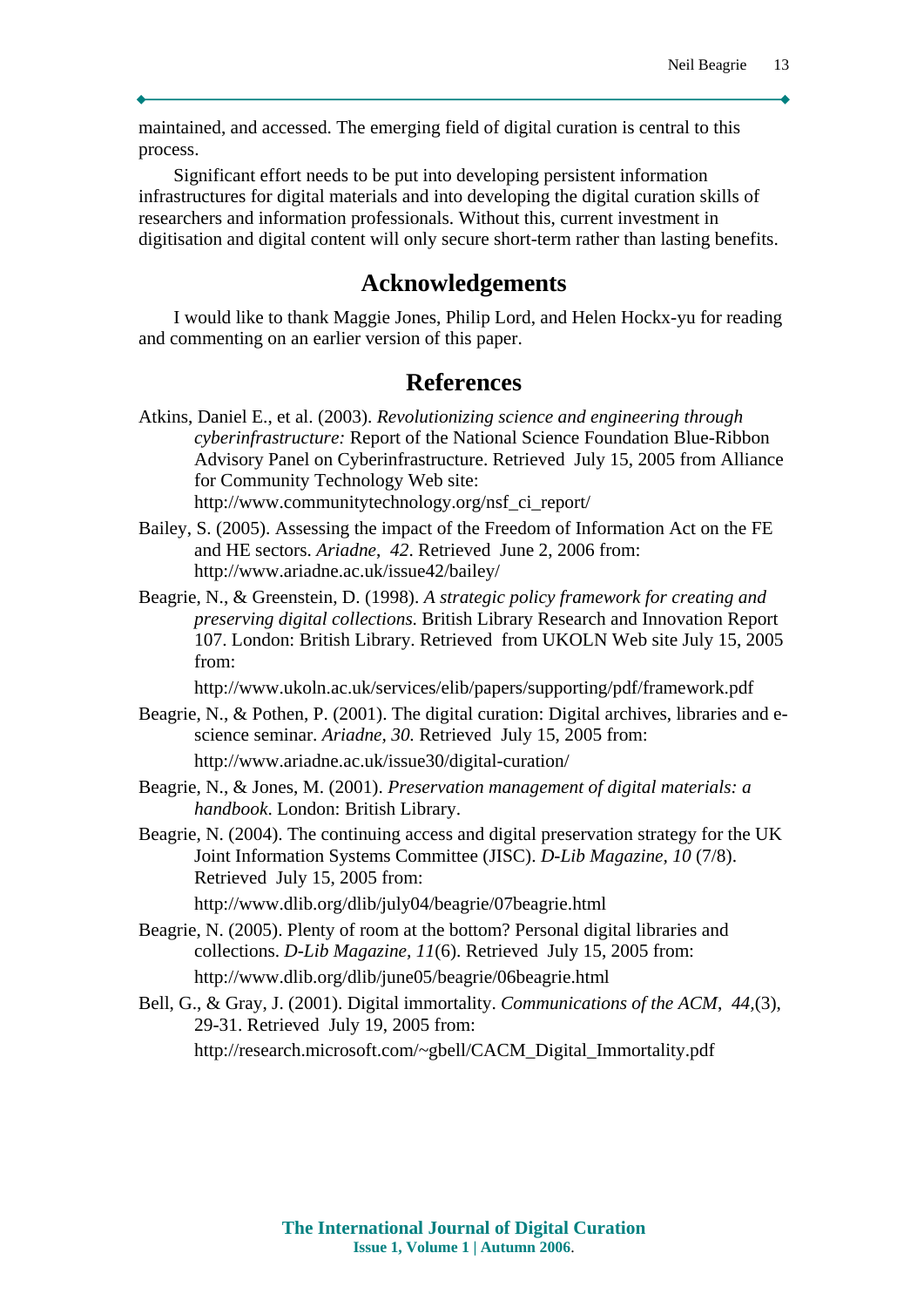maintained, and accessed. The emerging field of digital curation is central to this process.

Significant effort needs to be put into developing persistent information infrastructures for digital materials and into developing the digital curation skills of researchers and information professionals. Without this, current investment in digitisation and digital content will only secure short-term rather than lasting benefits.

## Acknowledgements

I would like to thank Maggie Jones, Philip Lord, and Helen Hockx-yu for reading and commenting on an earlier version of this paper.

## References

Atkins, Daniel E., et al. (2003). *Revolutionizing science and engineering through cyberinfrastructure:* Report of the National Science Foundation Blue-Ribbon Advisory Panel on Cyberinfrastructure. Retrieved July 15, 2005 from Alliance for Community Technology Web site: http://www.communitytechnology.org/nsf_ci_report/

Bailey, S. (2005). Assessing the impact of the Freedom of Information Act on the FE and HE sectors. *Ariadne, 42*. Retrieved June 2, 2006 from: http://www.ariadne.ac.uk/issue42/bailey/

Beagrie, N., & Greenstein, D. (1998). *A strategic policy framework for creating and preserving digital collections.* British Library Research and Innovation Report 107. London: British Library. Retrieved from UKOLN Web site July 15, 2005 from:

http://www.ukoln.ac.uk/services/elib/papers/supporting/pdf/framework.pdf

Beagrie, N., & Pothen, P. (2001). The digital curation: Digital archives, libraries and e-science seminar. *Ariadne, 30.* Retrieved July 15, 2005 from:

http://www.ariadne.ac.uk/issue30/digital-curation/

Beagrie, N., & Jones, M. (2001). *Preservation management of digital materials: a handbook*. London: British Library.

Beagrie, N. (2004). The continuing access and digital preservation strategy for the UK Joint Information Systems Committee (JISC). *D-Lib Magazine, 10* (7/8). Retrieved July 15, 2005 from:

http://www.dlib.org/dlib/july04/beagrie/07beagrie.html

Beagrie, N. (2005). Plenty of room at the bottom? Personal digital libraries and collections. *D-Lib Magazine, 11*(6). Retrieved July 15, 2005 from:

http://www.dlib.org/dlib/june05/beagrie/06beagrie.html

Bell, G., & Gray, J. (2001). Digital immortality. *Communications of the ACM, 44,*(3), 29-31. Retrieved July 19, 2005 from:

http://research.microsoft.com/~gbell/CACM_Digital_Immortality.pdf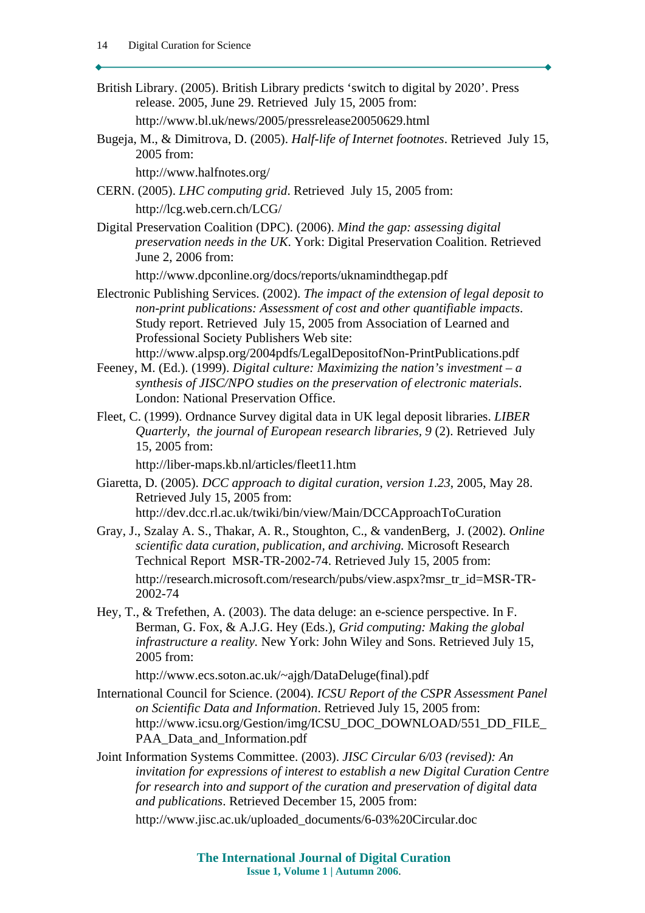British Library. (2005). British Library predicts 'switch to digital by 2020'. Press release. 2005, June 29. Retrieved July 15, 2005 from:

http://www.bl.uk/news/2005/pressrelease20050629.html

Bugeja, M., & Dimitrova, D. (2005). *Half-life of Internet footnotes*. Retrieved July 15, 2005 from:

http://www.halfnotes.org/

CERN. (2005). *LHC computing grid*. Retrieved July 15, 2005 from:

http://lcg.web.cern.ch/LCG/

Digital Preservation Coalition (DPC). (2006). *Mind the gap: assessing digital preservation needs in the UK*. York: Digital Preservation Coalition. Retrieved June 2, 2006 from:

http://www.dpconline.org/docs/reports/uknamindthegap.pdf

Electronic Publishing Services. (2002). *The impact of the extension of legal deposit to non-print publications: Assessment of cost and other quantifiable impacts*. Study report. Retrieved July 15, 2005 from Association of Learned and Professional Society Publishers Web site:
http://www.alpsp.org/2004pdfs/LegalDepositofNon-PrintPublications.pdf

Feeney, M. (Ed.). (1999). *Digital culture: Maximizing the nation's investment – a synthesis of JISC/NPO studies on the preservation of electronic materials*. London: National Preservation Office.

Fleet, C. (1999). Ordnance Survey digital data in UK legal deposit libraries. *LIBER Quarterly, the journal of European research libraries, 9* (2). Retrieved July 15, 2005 from:

http://liber-maps.kb.nl/articles/fleet11.htm

Giaretta, D. (2005). *DCC approach to digital curation*, *version 1.23*, 2005, May 28. Retrieved July 15, 2005 from:
http://dev.dcc.rl.ac.uk/twiki/bin/view/Main/DCCApproachToCuration

Gray, J., Szalay A. S., Thakar, A. R., Stoughton, C., & vandenBerg, J. (2002). *Online scientific data curation, publication, and archiving.* Microsoft Research Technical Report MSR-TR-2002-74. Retrieved July 15, 2005 from:

http://research.microsoft.com/research/pubs/view.aspx?msr_tr_id=MSR-TR-2002-74

Hey, T., & Trefethen, A. (2003). The data deluge: an e-science perspective. In F. Berman, G. Fox, & A.J.G. Hey (Eds.), *Grid computing: Making the global infrastructure a reality.* New York: John Wiley and Sons. Retrieved July 15, 2005 from:

http://www.ecs.soton.ac.uk/~ajgh/DataDeluge(final).pdf

International Council for Science. (2004). *ICSU Report of the CSPR Assessment Panel on Scientific Data and Information*. Retrieved July 15, 2005 from:
http://www.icsu.org/Gestion/img/ICSU_DOC_DOWNLOAD/551_DD_FILE_PAA_Data_and_Information.pdf

Joint Information Systems Committee. (2003). *JISC Circular 6/03 (revised): An invitation for expressions of interest to establish a new Digital Curation Centre for research into and support of the curation and preservation of digital data and publications*. Retrieved December 15, 2005 from:

http://www.jisc.ac.uk/uploaded_documents/6-03%20Circular.doc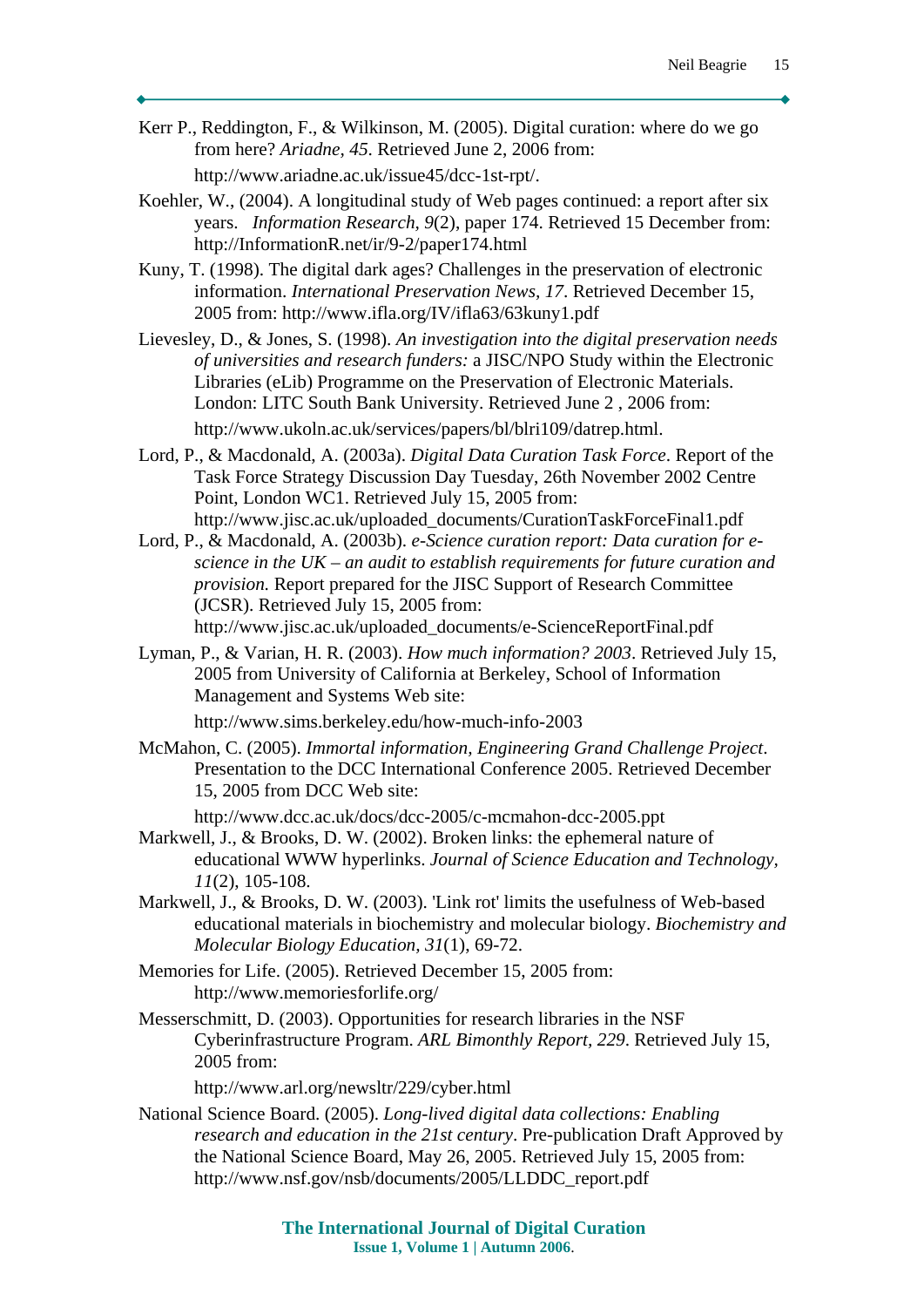Kerr P., Reddington, F., & Wilkinson, M. (2005). Digital curation: where do we go from here? *Ariadne*, *45*. Retrieved June 2, 2006 from: http://www.ariadne.ac.uk/issue45/dcc-1st-rpt/.

Koehler, W., (2004). A longitudinal study of Web pages continued: a report after six years. *Information Research*, *9*(2), paper 174. Retrieved 15 December from: http://InformationR.net/ir/9-2/paper174.html

Kuny, T. (1998). The digital dark ages? Challenges in the preservation of electronic information. *International Preservation News, 17*. Retrieved December 15, 2005 from: http://www.ifla.org/IV/ifla63/63kuny1.pdf

Lievesley, D., & Jones, S. (1998). *An investigation into the digital preservation needs of universities and research funders:* a JISC/NPO Study within the Electronic Libraries (eLib) Programme on the Preservation of Electronic Materials. London: LITC South Bank University. Retrieved June 2 , 2006 from: http://www.ukoln.ac.uk/services/papers/bl/blri109/datrep.html.

Lord, P., & Macdonald, A. (2003a). *Digital Data Curation Task Force*. Report of the Task Force Strategy Discussion Day Tuesday, 26th November 2002 Centre Point, London WC1. Retrieved July 15, 2005 from: http://www.jisc.ac.uk/uploaded_documents/CurationTaskForceFinal1.pdf

Lord, P., & Macdonald, A. (2003b). *e-Science curation report: Data curation for e-science in the UK – an audit to establish requirements for future curation and provision.* Report prepared for the JISC Support of Research Committee (JCSR). Retrieved July 15, 2005 from: http://www.jisc.ac.uk/uploaded_documents/e-ScienceReportFinal.pdf

Lyman, P., & Varian, H. R. (2003). *How much information? 2003*. Retrieved July 15, 2005 from University of California at Berkeley, School of Information Management and Systems Web site: http://www.sims.berkeley.edu/how-much-info-2003

McMahon, C. (2005). *Immortal information, Engineering Grand Challenge Project*. Presentation to the DCC International Conference 2005. Retrieved December 15, 2005 from DCC Web site: http://www.dcc.ac.uk/docs/dcc-2005/c-mcmahon-dcc-2005.ppt

Markwell, J., & Brooks, D. W. (2002). Broken links: the ephemeral nature of educational WWW hyperlinks. *Journal of Science Education and Technology, 11*(2), 105-108.

Markwell, J., & Brooks, D. W. (2003). 'Link rot' limits the usefulness of Web-based educational materials in biochemistry and molecular biology. *Biochemistry and Molecular Biology Education*, *31*(1), 69-72.

Memories for Life. (2005). Retrieved December 15, 2005 from: http://www.memoriesforlife.org/

Messerschmitt, D. (2003). Opportunities for research libraries in the NSF Cyberinfrastructure Program. *ARL Bimonthly Report, 229*. Retrieved July 15, 2005 from: http://www.arl.org/newsltr/229/cyber.html

National Science Board. (2005). *Long-lived digital data collections: Enabling research and education in the 21st century*. Pre-publication Draft Approved by the National Science Board, May 26, 2005. Retrieved July 15, 2005 from: http://www.nsf.gov/nsb/documents/2005/LLDDC_report.pdf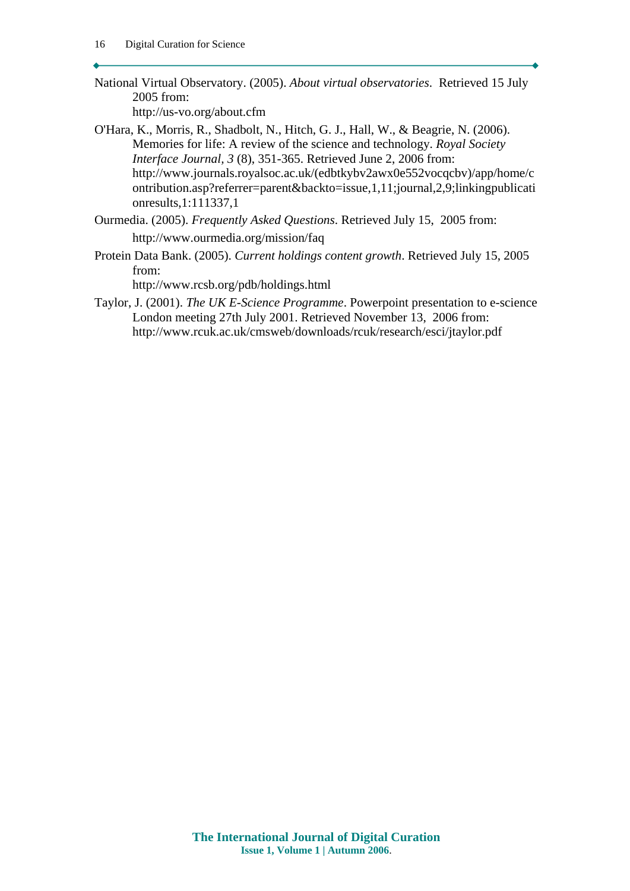National Virtual Observatory. (2005). *About virtual observatories*. Retrieved 15 July 2005 from:
http://us-vo.org/about.cfm

O'Hara, K., Morris, R., Shadbolt, N., Hitch, G. J., Hall, W., & Beagrie, N. (2006). Memories for life: A review of the science and technology. *Royal Society Interface Journal, 3* (8), 351-365. Retrieved June 2, 2006 from: http://www.journals.royalsoc.ac.uk/(edbtkybv2awx0e552vocqcbv)/app/home/contribution.asp?referrer=parent&backto=issue,1,11;journal,2,9;linkingpublicationresults,1:111337,1

Ourmedia. (2005). *Frequently Asked Questions*. Retrieved July 15, 2005 from:
http://www.ourmedia.org/mission/faq

Protein Data Bank. (2005). *Current holdings content growth*. Retrieved July 15, 2005 from:
http://www.rcsb.org/pdb/holdings.html

Taylor, J. (2001). *The UK E-Science Programme*. Powerpoint presentation to e-science London meeting 27th July 2001. Retrieved November 13, 2006 from: http://www.rcuk.ac.uk/cmsweb/downloads/rcuk/research/esci/jtaylor.pdf